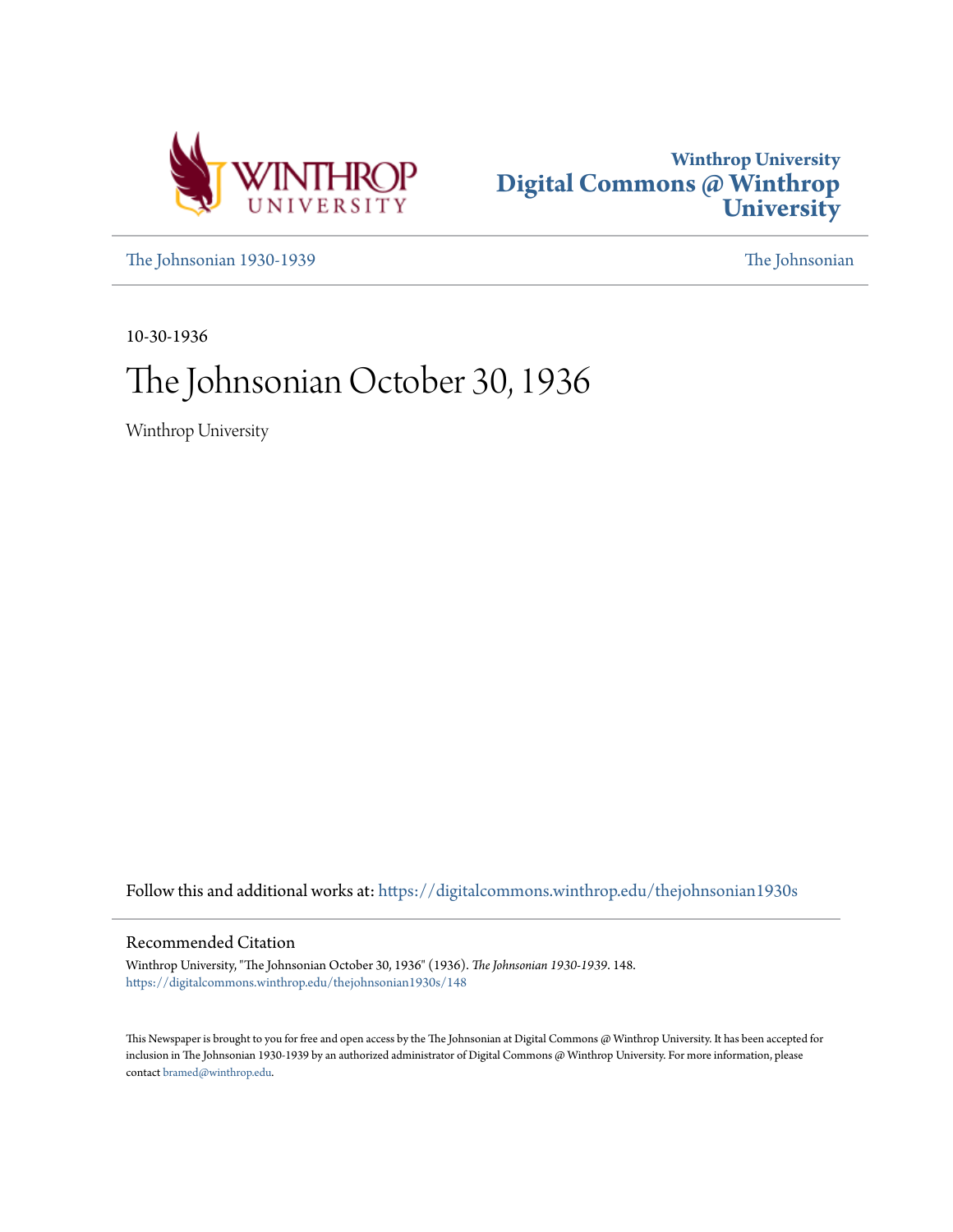Winthrop University
Digital Commons @ Winthrop University

The Johnsonian 1930-1939 | The Johnsonian

10-30-1936

# The Johnsonian October 30, 1936

Winthrop University

Follow this and additional works at: https://digitalcommons.winthrop.edu/thejohnsonian1930s

## Recommended Citation

Winthrop University, "The Johnsonian October 30, 1936" (1936). *The Johnsonian 1930-1939*. 148.
https://digitalcommons.winthrop.edu/thejohnsonian1930s/148

This Newspaper is brought to you for free and open access by the The Johnsonian at Digital Commons @ Winthrop University. It has been accepted for inclusion in The Johnsonian 1930-1939 by an authorized administrator of Digital Commons @ Winthrop University. For more information, please contact bramed@winthrop.edu.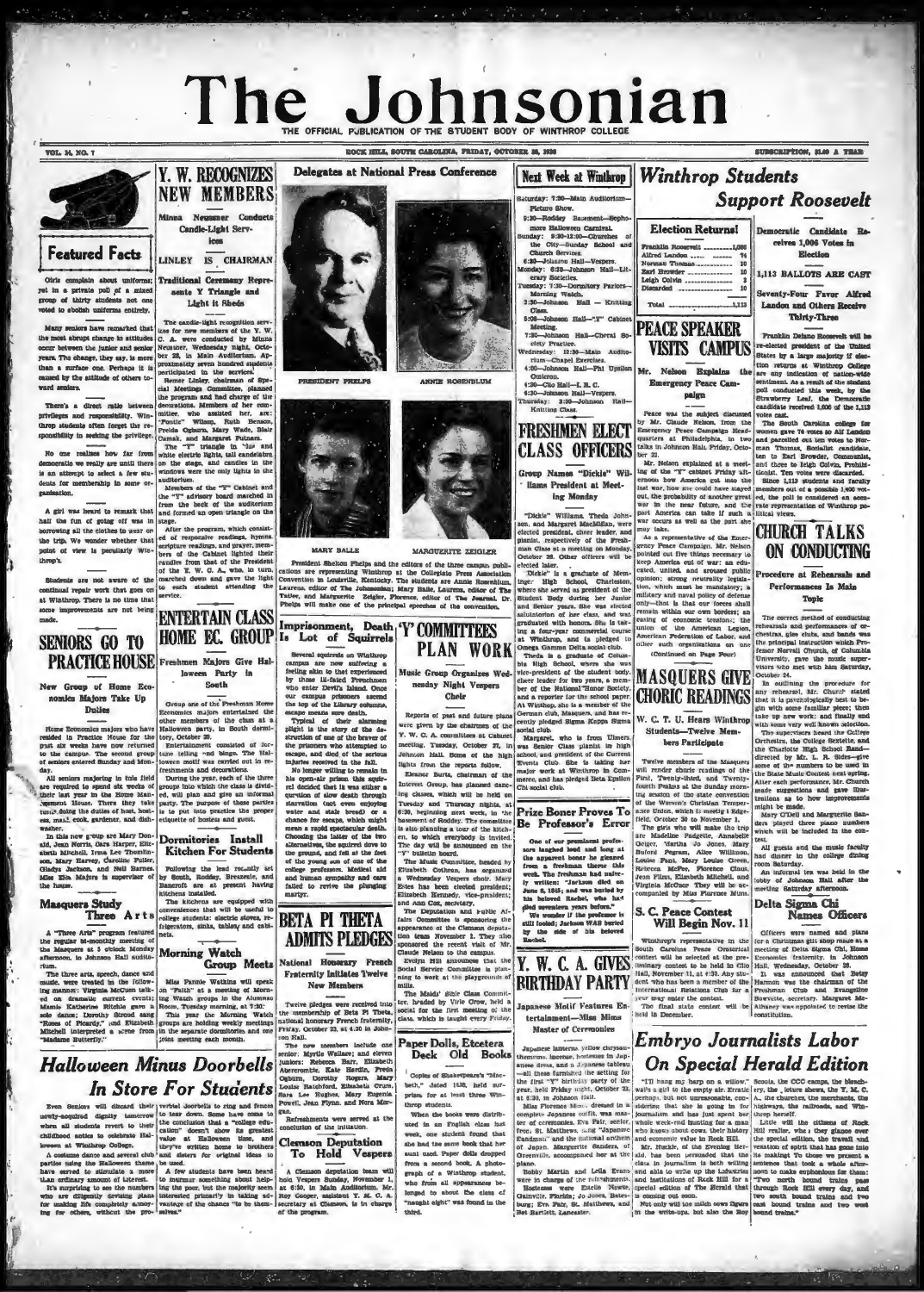# The Johnsonian

THE OFFICIAL PUBLICATION OF THE STUDENT BODY OF WINTHROP COLLEGE

VOL. 14, NO. 7 — ROCK HILL, SOUTH CAROLINA, FRIDAY, OCTOBER 30, 1936 — SUBSCRIPTION, $1.00 A YEAR

## Featured Facts

Girls complain about uniforms; yet in a private poll of a mixed group of thirty students not one voted to abolish uniforms entirely.

Many seniors have remarked that the most abrupt change in attitudes occur between the junior and senior years. The change, they say, is more than a surface one. Perhaps it is caused by the attitude of others toward seniors.

There's a direct ratio between privileges and responsibility. Winthrop students often forget the responsibility in seeking the privilege.

No one realizes how far from democratic we really are until there is an attempt to select a few students for membership in some organization.

A girl was heard to remark that half the fun of going off was in borrowing all the clothes to wear on the trip. We wonder whether that point of view is peculiarly Winthrop's.

Students are not aware of the continual repair work that goes on at Winthrop. There is no time that some improvements are not being made.

## SENIORS GO TO PRACTICE HOUSE

### New Group of Home Economics Majors Take Up Duties

Home Economics majors who have resided in Practice House for the past six weeks have now returned to the campus. The second group of seniors entered Sunday and Monday.

All seniors majoring in this field are required to spend six weeks of their last year in the Home Management House. There they take turns doing the duties of host, hostess, maid, cook, gardener, and dishwasher.

In this new group are Mary Donald, Jean Norris, Sara Harper, Elizabeth Mitchell, Irma Lee Thomlinson, Mary Harvey, Caroline Fuller, Gladys Jackson, and Nell Barnes. Miss Ela Majors is supervisor of the house.

## Masquers Study Three Arts

A "Three Arts" program featured the regular bi-monthly meeting of the Masquers at 5 o'clock Monday afternoon, in Johnson Hall auditorium.

The three arts, speech, dance and music, were treated in the following manner: Virginia McCuen talked on dramatic current events; Mamie Katherine Ritchie gave a solo dance; Dorothy Stroud sang "Roses of Picardy," and Elizabeth Mitchell interpreted a scene from "Madame Butterfly."

## Y. W. RECOGNIZES NEW MEMBERS

### Minna Neusner Conducts Candle-Light Services

### LINLEY IS CHAIRMAN

### Traditional Ceremony Represents Y Triangle and Light it Sheds

The candle-light recognition services for new members of the Y. W. C. A. were conducted by Minna Neusner, Wednesday night, October 28, in Main Auditorium. Approximately seven hundred students participated in the services.

Renee Linley, chairman of Special Meetings Committee, planned the program and had charge of the decorations. Members of her committee, who assisted her, are: "Pontie" Wilson, Ruth Benson, Freida Ogburn, Mary Wade, Blair Camak, and Margaret Putnam.

The "Y" triangle in blue and white electric lights, tall candelabra on the stage, and candles in the windows were the only lights in the auditorium.

Members of the "Y" Cabinet and the "Y" advisory board marched in from the back of the auditorium and formed an open triangle on the stage.

After the program, which consisted of responsive readings, hymns, scripture readings, and prayer, members of the Cabinet lighted their candles from that of the President of the Y. W. C. A., who, in turn, marched down and gave the light to each student attending the service.

## ENTERTAIN CLASS HOME EC. GROUP

### Freshmen Majors Give Halloween Party in South

Group one of the Freshman Home Economics majors entertained the other members of the class at a Halloween party, in South dormitory, October 28.

Entertainment consisted of fortune telling and bingo. The Halloween motif was carried out in refreshments and decorations.

During the year, each of the three groups into which the class is divided, will plan and give an informal party. The purpose of these parties is to put into practice the proper etiquette of hostess and guest.

## Dormitories Install Kitchen For Students

Following the lead recently set by South, Roddey, Breazeale, and Bancroft are at present having kitchens installed.

The kitchens are equipped with conveniences that will be useful to college students: electric stoves, refrigerators, sinks, tables, and cabinets.

## Morning Watch Group Meets

Miss Fannie Watkins will speak on "Faith" at a meeting of Morning Watch groups in the Alumnae Room, Tuesday morning, at 7:30.

This year the Morning Watch groups are holding weekly meetings in the separate dormitories and one joint meeting each month.

## Delegates at National Press Conference

PRESIDENT PHELPS — ANNIE ROSENBLUM

MARY BALLE — MARGUERITE ZEIGLER

President Shelton Phelps and the editors of the three campus publications are representing Winthrop at the Collegiate Press Association Convention in Louisville, Kentucky. The students are Annie Rosenblum, Laurens, editor of The Johnsonian; Mary Balle, Laurens, editor of The Tatler, and Marguerite Zeigler, Florence, editor of The Journal. Dr. Phelps will make one of the principal speeches of the convention.

## Imprisonment, Death Is Lot of Squirrels

Several squirrels on Winthrop campus are now suffering a feeling akin to that experienced by those ill-fated Frenchmen who enter Devil's Island. Once our campus prisoners ascend the top of the Library columns, escape means sure death.

Typical of their alarming plight is the story of the destruction of one of the braver of the prisoners who attempted to escape, and died of the serious injuries received in the fall.

No longer willing to remain in his open-air prison this squirrel decided that it was either a question of slow death through starvation (not even enjoying water and stale bread) or a chance for escape, which might mean a rapid spectacular death. Choosing the latter of the two alternatives, the squirrel dove to the ground, and fell at the feet of the young son of one of the college professors. Medical aid and human sympathy and care failed to revive the plunging martyr.

## 'Y' COMMITTEES PLAN WORK

### Music Group Organizes Wednesday Night Vespers Choir

Reports of past and future plans were given by the chairmen of the Y. W. C. A. committees at Cabinet meeting, Tuesday, October 27, in Johnson Hall. Some of the high lights from the reports follow.

Eleanor Burts, chairman of the Interest Group, has planned dancing classes, which will be held on Tuesday and Thursday nights, at 6:30, beginning next week, in the basement of Roddey. The committee is also planning a tour of the kitchen, to which everybody is invited. The day will be announced on the "Y" bulletin board.

The Music Committee, headed by Elizabeth Cothran, has organized a Wednesday Vespers choir. Mary Estes has been elected president; Elizabeth Kennedy, vice-president; and Ann Cox, secretary.

The Deputation and Public Affairs Committee is sponsoring the appearance of the Clemson deputation team November 1. They also sponsored the recent visit of Mr. Claude Nelson to the campus.

Evelyn Hill announces that the Social Service Committee is planning to work at the playgrounds of mills.

The Maids' Bible Class Committee, headed by Virle Crow, held a social for the first meeting of the class, which is taught every Friday.

## BETA PI THETA ADMITS PLEDGES

### National Honorary French Fraternity Initiates Twelve New Members

Twelve pledges were received into the membership of Beta Pi Theta, national honorary French fraternity, Friday, October 23, at 4:30 in Johnson Hall.

The new members include one senior: Myrtle Wallace; and eleven juniors: Rebecca Barr, Elizabeth Abercrombie, Kate Hardin, Freida Ogburn, Dorothy Rogers, Mary Louise Ratchford, Elizabeth Crum, Sara Lee Hughes, Mary Eugenia Powell, Jean Flynn, and Nora Morgan.

Refreshments were served at the conclusion of the initiation.

## Clemson Deputation To Hold Vespers

A Clemson deputation team will hold Vespers Sunday, November 1, at 6:30, in Main Auditorium. Mr. Roy Cooper, assistant Y. M. C. A. secretary at Clemson, is in charge of the program.

## Next Week at Winthrop

Saturday: 7:30—Main Auditorium—Picture Show.
8:30—Roddey Basement—Sophomore Halloween Carnival.
Sunday: 9:30-12:30—Churches of the City—Sunday School and Church Services.
6:30—Johnson Hall—Vespers.
Monday: 6:30—Johnson Hall—Literary Societies.
Tuesday: 7:30—Dormitory Parlors—Morning Watch.
3:30—Johnson Hall — Knitting Class.
5:00—Johnson Hall—"Y" Cabinet Meeting.
7:30—Johnson Hall—Choral Society Practice.
Wednesday: 12:30—Main Auditorium—Chapel Exercises.
4:00—Johnson Hall—Phi Upsilon Omicron.
4:30—Clio Hall—I. R. C.
6:30—Johnson Hall—Vespers.
Thursday: 3:30—Johnson Hall—Knitting Class.

## FRESHMEN ELECT CLASS OFFICERS

### Group Names "Dickie" Williams President at Meeting Monday

"Dickie" Williams, Theda Johnson, and Margaret MacMillan, were elected president, cheer leader, and pianist, respectively of the Freshman Class at a meeting on Monday, October 26. Other officers will be elected later.

"Dickie" is a graduate of Memminger High School, Charleston, where she served as president of the Student Body during her Junior and Senior years. She was elected salutatorian of her class, and was graduated with honors. She is taking a four-year commercial course at Winthrop, and is pledged to Omega Gamma Delta social club.

Theda is a graduate of Columbia High School, where she was vice-president of the student body, cheer leader for two years, a member of the National Honor Society, and a reporter for the school paper. At Winthrop, she is a member of the German club, Masquers, and has recently pledged Sigma Kappa Sigma social club.

Margaret, who is from Elmore, was Senior Class pianist in high school, and president of the Current Events Club. She is taking her major work at Winthrop in Commerce, and has pledged Beta Epsilon Chi social club.

## Prize Boner Proves To Be Professor's Error

One of our prominent professors laughed loud and long at the apparent boner he gleaned from a freshman theme this week. The freshman had naively written: "Jackson died on June 8, 1845; and was buried by his beloved Rachel, who had died seventeen years before."

We wonder if the professor is still fooled; Jackson WAS buried by the side of his beloved Rachel.

## Paper Dolls, Etcetera Deck Old Books

Copies of Shakespeare's "Macbeth," dated 1838, held surprises for at least three Winthrop students.

When the books were distributed in an English class last week, one student found that she had the same book that her aunt used. Paper dolls dropped from a second book. A photograph of a Winthrop student, who from all appearances belonged to about the class of "naught eight" was found in the third.

## Winthrop Students Support Roosevelt

### Election Returns!

| | |
|---|---|
| Franklin Roosevelt | 1,006 |
| Alfred Landon | 74 |
| Norman Thomas | 10 |
| Earl Browder | 10 |
| Leigh Colvin | 3 |
| Discarded | 10 |
| Total | 1,113 |

### Democratic Candidate Receives 1,006 Votes in Election

### 1,113 BALLOTS ARE CAST

### Seventy-Four Favor Alfred Landon and Others Receive Thirty-Three

Franklin Delano Roosevelt will be re-elected president of the United States by a large majority if election returns at Winthrop College are any indication of nation-wide sentiment. As a result of the student poll conducted this week, by the Strawberry Leaf, the Democratic candidate received 1,006 of the 1,113 votes cast.

The South Carolina college for women gave 74 votes to Alf Landon and parcelled out ten votes to Norman Thomas, Socialist candidate, ten to Earl Browder, Communist, and three to Leigh Colvin, Prohibitionist. Ten votes were discarded.

Since 1,113 students and faculty members out of a possible 1,400 voted, the poll is considered an accurate representation of Winthrop political views.

## PEACE SPEAKER VISITS CAMPUS

### Mr. Nelson Explains the Emergency Peace Campaign

Peace was the subject discussed by Mr. Claude Nelson, from the Emergency Peace Campaign Headquarters at Philadelphia, in two talks in Johnson Hall, Friday, October 23.

Mr. Nelson explained at a meeting of the "Y" cabinet Friday afternoon how America got into the last war, how she could have stayed out, the probability of another great war in the near future, and the part America can take if such a war occurs as well as the part she may take.

As a representative of the Emergency Peace Campaign, Mr. Nelson pointed out five things necessary to keep America out of war: an educated, united, and aroused public opinion; strong neutrality legislation, which must be mandatory; a military and naval policy of defense only—that is that our forces shall remain within our own borders; an easing of economic tensions; the union of the American Legion, American Federation of Labor, and other such organizations on one

(Continued on Page Four)

## MASQUERS GIVE CHORIC READINGS

### W. C. T. U. Hears Winthrop Students—Twelve Members Participate

Twelve members of the Masquers will render choric readings of the First, Twenty-third, and Twenty-fourth Psalms at the Sunday morning session of the state convention of the Women's Christian Temperance Union, which is meeting in Edgefield, October 30 to November 1.

The girls who will make the trip are Madeline Padgette, Annabelle Geiger, Martha Jo Jones, Mary Buford Pegram, Alice Williamson, Louise Paul, Mary Louise Green, Rebecca McPhee, Florence Claus, Jean Flinn, Elizabeth Mitchell, and Virginia McCuen. They will be accompanied by Miss Florence Minus.

## S. C. Peace Contest Will Begin Nov. 11

Winthrop's representative in the South Carolina Peace Oratorical contest will be selected at the preliminary contest to be held in Clio Hall, November 11, at 4:30. Any student who has been a member of the International Relations Club for a year may enter the contest.

The final state contest will be held in December.

## Y. W. C. A. GIVES BIRTHDAY PARTY

### Japanese Motif Features Entertainment—Miss Mims Master of Ceremonies

Japanese lanterns, yellow chrysanthemums, incense, hostesses in Japanese dress, and a Japanese tableau —all these furnished the setting for the first "Y" birthday party of the year, held Friday night, October 23, at 6:30, in Johnson Hall.

Miss Florence Mims, dressed in a complete Japanese outfit, was master of ceremonies. Eva Fair, senior, from St. Matthews, sang "Japanese Sandman" and the national anthem of Japan. Marguerite Sanders, of Greenville, accompanied her at the piano.

Bobby Martin and Leila Evans were in charge of the refreshments. Hostesses were Estelle Mowbray, Gainesville, Florida; Jo Jones, Batesburg; Eva Fair, St. Matthews, and Bet Bartlett, Lancaster.

## CHURCH TALKS ON CONDUCTING

### Procedure at Rehearsals and Performances Is Main Topic

The correct method of conducting rehearsals and performances of orchestras, glee clubs, and bands was the principal instruction which Professor Norval Church, of Columbia University, gave the music supervisors who met with him Saturday, October 24.

In outlining the procedure for any rehearsal, Mr. Church stated that it is psychologically best to begin with some familiar piece; then take up new work; and finally end with some very well known selection.

The supervisors heard the College Orchestra, the College Sextette, and the Charlotte High School Band—directed by Mr. L. R. Sides—give some of the numbers to be used in the State Music Contest next spring. After each performance, Mr. Church made suggestions and gave illustrations as to how improvements might be made.

Mary O'Dell and Marguerite Sanders played three piano numbers which will be included in the contest.

All guests and the music faculty had dinner in the college dining room Saturday.

An informal tea was held in the lobby of Johnson Hall after the meeting Saturday afternoon.

## Delta Sigma Chi Names Officers

Officers were named and plans for a Christmas gift shop made at a meeting of Delta Sigma Chi, Home Economics fraternity, in Johnson Hall, Wednesday, October 28.

It was announced that Betsy Harmon was the chairman of the Freshman Club and Evangeline Stevenson, secretary. Margaret McAlhaney was appointed to revise the constitution.

## Halloween Minus Doorbells In Store For Students

Even Seniors will discard their newly-acquired dignity tomorrow when all students revert to their childhood antics to celebrate Halloween at Winthrop College.

A costume dance and several club parties using the Halloween theme have served to stimulate a more than ordinary amount of interest.

It's surprising to see the numbers who are diligently devising plans for making life completely agonizing for others, without the proverbial doorbells to ring and fences to tear down. Some have come to the conclusion that a "college education" doesn't show its greatest value at Halloween time, and they've written home to brothers and sisters for original ideas to be used.

A few students have been heard to murmur something about helping the poor, but the majority seem interested primarily in taking advantage of the chance "to be themselves."

## Embryo Journalists Labor On Special Herald Edition

"I'll hang my harp on a willow," wails a girl to the empty air. Erratic, perhaps, but not unreasonable, considering that she is going in for journalism and has just spent her whole week-end hunting for a man who knows about cows, their history and economic value in Rock Hill.

Mr. Huckle, of the Evening Herald, has been persuaded that the class in journalism is both willing and able to write up the industries and institutions of Rock Hill for a special edition of The Herald that is coming out soon.

Not only will the milch cows figure in the write-ups, but also the Boy Scouts, the CCC camps, the bleacheries, the lecture shows, the Y. M. C. A., the churches, the merchants, the highways, the railroads, and Winthrop herself.

Little will the citizens of Rock Hill realize, when they glance over the special edition, the travail and vexation of spirit that has gone into its makings! To those we present a sentence that took a whole afternoon to make emphonious for them: "Two north bound trains pass through Rock Hill every day, and two south bound trains and two east bound trains and two west bound trains."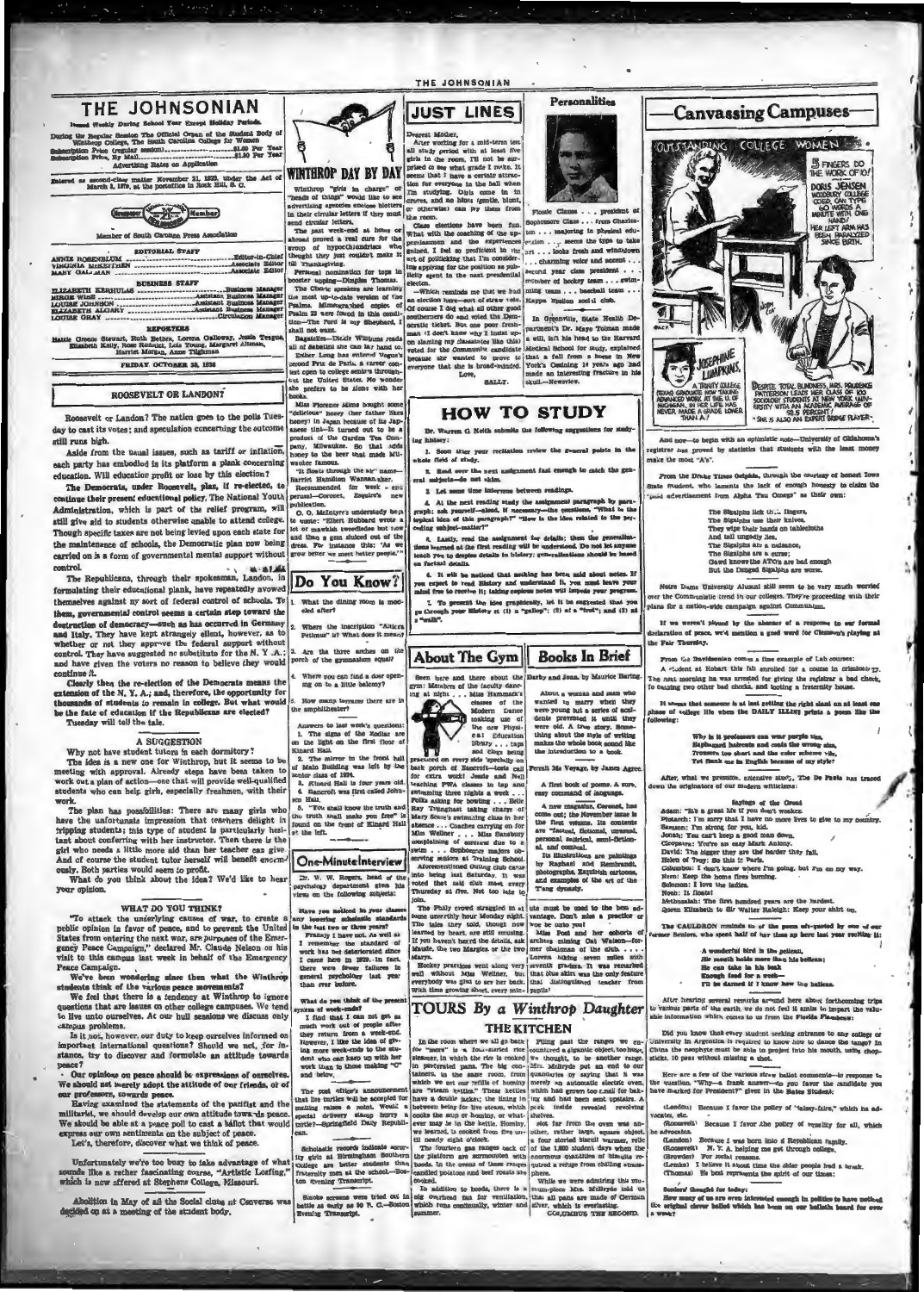# THE JOHNSONIAN

Issued Weekly During School Year Except Holiday Periods.

During the Regular Session The Official Organ of the Student Body of Winthrop College, The South Carolina College for Women

Subscription Price (regular session) .......... $1.00 Per Year
Subscription Price, By Mail .......... $1.50 Per Year

Advertising Rates on Application

Entered as second-class matter November 21, 1923, under the Act of March 3, 1879, at the postoffice in Rock Hill, S. C.

Member of South Carolina Press Association

### EDITORIAL STAFF

ANNIE ROSENBLUM .......... Editor-in-Chief
VIRGINIA McKEITHEN .......... Associate Editor
MARY GALLMAN .......... Associate Editor

### BUSINESS STAFF

ELIZABETH KERHULAS .......... Business Manager
MIRGIE WISE .......... Assistant Business Manager
LOUISE JOHNSON .......... Assistant Business Manager
ELIZABETH ALGARY .......... Assistant Business Manager
LOUISE GRAY .......... Circulation Manager

### REPORTERS

Hattie Greene Stewart, Ruth Bethea, Lorena Galloway, Jessie Teague, Elizabeth Kelly, Rose Rainer, Lois Young, Margaret Altman, Harriet Morgan, Anne Tilghman

FRIDAY, OCTOBER 30, 1936

## ROOSEVELT OR LANDON?

Roosevelt or Landon? The nation goes to the polls Tuesday to cast its votes; and speculation concerning the outcome still runs high.

Aside from the usual issues, such as tariff or inflation, each party has embodied in its platform a plank concerning education. Will education profit or lose by this election?

The Democrats, under Roosevelt, plan, if re-elected, to continue their present educational policy. The National Youth Administration, which is part of the relief program, will still give aid to students otherwise unable to attend college. Though specific taxes are not being levied upon each state for the maintenance of schools, the Democratic plan now being carried on is a form of governmental mental support without control.

The Republicans, through their spokesman, Landon, in formulating their educational plank, have repeatedly avowed themselves against any sort of federal control of schools. To them, governmental control seems a certain step toward the destruction of democracy—such as has occurred in Germany and Italy. They have kept strangely silent, however, as to whether or not they approve the federal support without control. They have suggested no substitute for the N. Y. A.; and have given the voters no reason to believe they would continue it.

Clearly then the re-election of the Democrats means the extension of the N. Y. A.; and, therefore, the opportunity for thousands of students to remain in college. But what would be the fate of education if the Republicans are elected? Tuesday will tell the tale.

## A SUGGESTION

Why not have student tutors in each dormitory?

The idea is a new one for Winthrop, but it seems to be meeting with approval. Already steps have been taken to work out a plan of action—one that will provide well-qualified students who can help girls, especially freshmen, with their work.

The plan has possibilities: There are many girls who have the unfortunate impression that teachers delight in tripping students; this type of student is particularly hesitant about conferring with her instructor. Then there is the girl who needs a little more aid than her teacher can give. And of course the student tutor herself will benefit enormously. Both parties would seem to profit.

What do you think about the idea? We'd like to hear your opinion.

## WHAT DO YOU THINK?

"To attack the underlying causes of war, to create a public opinion in favor of peace, and to prevent the United States from entering the next war, are purposes of the Emergency Peace Campaign," declared Mr. Claude Nelson on his visit to this campus last week in behalf of the Emergency Peace Campaign.

We've been wondering since then what the Winthrop students think of the various peace movements?

We feel that there is a tendency at Winthrop to ignore questions that are issues on other college campuses. We tend to live unto ourselves. At our hall sessions we discuss only campus problems.

Is it not, however, our duty to keep ourselves informed on important international questions? Should we not, for instance, try to discover and formulate an attitude towards peace?

Our opinions on peace should be expressions of ourselves. We should not merely adopt the attitude of our friends, or of our professors, towards peace.

Having examined the statements of the pacifist and the militarist, we should develop our own attitude towards peace. We should be able at a peace poll to cast a ballot that would express our own sentiments on the subject of peace.

Let's, therefore, discover what we think of peace.

Unfortunately we're too busy to take advantage of what sounds like a rather fascinating course, "Artistic Loafing," which is now offered at Stephens College, Missouri.

Abolition in May of all the Social clubs at Converse was decided on at a meeting of the student body.

## WINTHROP DAY BY DAY

Winthrop "girls in charge" or "heads of things" would like to see advertising agencies enclose blotters in their circular letters if they must send circular letters.

The past week-end at home or abroad proved a real cure for the group of hypochondriacs who thought they just couldn't make it till Thanksgiving.

Personal nomination for tops in booster upping—Dimples Thomas.

The Classic speakers are learning the most up-to-date version of the Psalms. Mimeographed copies of Psalm 23 were found in the condition—The Ford is my Shepherd, I shall not want.

Bagatelle—Dixie Williams reads all of Sabatini she can lay hand on.

Esther Long has entered Vogue's second Prix de Paris, a career contest open to college seniors throughout the United States. No wonder she prefers to be alone with her books.

Miss Florence Mims bought some "delicious" honey (her father likes honey) in Japan because of its Japanese tint—It turned out to be a product of the Garden Tea Company, Milwaukee. So that adds honey to the beer that made Milwaukee famous.

"It floats through the air" name—Harriet Hamilton Wannamaker.

Recommended for week - end perusal—Coronet, Esquire's new publication.

O. O. McIntyre's understudy begs to quote: "Elbert Hubbard wrote a lot of mawkish sweetheart but now and then a gem sluiced out of the dross. For instance this: 'As we grow better we meet better people.'"

## Do You Know?

1. What the dining room is modeled after?

2. Where the inscription "Altiora Petimus" is? What does it mean?

3. Are the three arches on the porch of the gymnasium equal?

4. Where you can find a door opening on to a little balcony?

5. How many terraces there are in the amphitheater?

Answers to last week's questions:

1. The signs of the Zodiac are on the light on the first floor of Kinard Hall.

2. The mirror in the front hall of Main Building was left by the senior class of 1894.

3. Kinard Hall is four years old.

4. Bancroft was first called Johnson Hall.

5. "You shall know the truth and the truth shall make you free" is found on the front of Kinard Hall at the left.

## One-Minute Interview

Dr. W. W. Rogers, head of the psychology department gives his views on the following subjects:

Have you noticed in your classes any lowering scholastic standards in the last two or three years?

Frankly I have not. As well as I remember the standard of work has not deteriorated since I came here in 1929. In fact, there were fewer failures in general psychology last year than ever before.

What do you think of the present system of week-ends?

I find that I can not get as much work out of people after they return from a week-end. However, I like the idea of giving more week-ends to the student who can keep up with her work than to those making "C" and below.

The post office's announcement that like turtles will be accepted for mailing raises a point. Would a special delivery stamp hurry a turtle?—Springfield Daily Republican.

Scholastic records indicate sorority girls at Birmingham Southern College are better students than fraternity men at the school.—Boston Evening Transcript.

Smoke screens were tried out in battle as early as 50 B. C.—Boston Evening Transcript.

## JUST LINES

Dearest Mother,

After working for a mid-term test all study period with at least five girls in the room, I'll not be surprised to see what grade I make. It seems that I have a certain attraction for everyone in the hall when I'm studying. Girls come in in droves, and no hints (gentle, blunt, or otherwise) can pry them from the room.

Class elections have been fun. What with the coaching of the upperclassmen and the experience gained, I feel so proficient in the art of politicking that I'm considering applying for the position as publicity agent in the next presidential election.

—Which reminds me that we had an election here—sort of straw vote. Of course I did what all other good southerners do and voted the Democratic ticket. But one poor freshman (I don't know why I insist upon slaming my classmates like this) voted for the Communist candidate because she wanted to prove to everyone that she is broad-minded.

Love,
SALLY.

## Personalities

Flossie Claus . . . president of Sophomore Class . . . from Charleston . . . majoring in physical education . . . seems the type to take art . . . looks fresh and windblown . . . charming voice and accent . . . second year class president . . . member of hockey team . . . swimming team . . . baseball team . . . Kappa Epsilon social club.

In Greenville, State Health Department's Dr. Mayo Tolman made a will, left his head to the Harvard Medical School for study, explained that a fall from a horse in New York's Ossining 14 years ago had made an interesting fracture in his skull.—Newsweek.

## HOW TO STUDY

Dr. Warren G. Keith submits the following suggestions for studying history:

1. Soon after your recitation review the general points in the whole field of study.

2. Read over the next assignment fast enough to catch the general subjects—do not skim.

3. Let some time intervene between readings.

4. At the next reading study the assignment paragraph by paragraph: ask yourself—aloud, if necessary—the questions, "What is the topical idea of this paragraph?" "How is the idea related to the preceding subject-matter?"

5. Lastly, read the assignment for details; then the generalizations learned at the first reading will be understood. Do not let anyone teach you to despise details in history; generalizations should be based on factual details.

6. It will be noticed that nothing has been said about notes. If you expect to read History and understand it, you must leave your mind free to receive it; taking copious notes will impede your progress.

7. To present the idea graphically, let it be suggested that you go through your History at (1) a "gallop"; (2) at a "trot"; and (3) at a "walk".

## About The Gym

Been here and there about the gym: Members of the faculty dancing at night . . . Miss Hammack's classes of the Modern Dance making use of the new Physical Education library . . . taps and clogs being practiced on every side (specially on back porch of Bancroft—tests call for extra work) Jessie and Nell teaching PWA classes in tap and swimming three nights a week . . . Folks asking for bowling . . . Belle Ray Traughber taking charge of Mary Renew's swimming class in her absence . . . Coaches carrying on for Miss Wellner . . . Miss Sansbury complaining of sorness due to a swim . . . Sophomore majors observing seniors at Training School.

Aforementioned Outing club came into being last Saturday. It was voted that said club meet every Thursday at five. Not too late to join.

The Philly crowd struggled in at some unearthly hour Monday night. The tales they told, though now learned by heart, are still amusing. If you haven't heard the details, ask Maude, the two Margies or the two Marys.

Hockey practices went along very well without Miss Wellner, but everybody was glad to see her back. With time growing short, every minute must be used to the best advantage. Don't miss a practice or you may be sure you'll

Miss Post and her cohorts of archers hiking Oak Watson—former chairman of the club. . . . Lorena hiking seven miles with seventh graders. It was remarked that she did as much as the only feature that distinguished teacher from pupils!

## Books In Brief

*Darby and Joan*, by Maurice Baring.

About a woman and man who wanted to marry when they were young but a series of accidents prevented it until they were old. A true story. Something about the style of writing makes the whole book sound like the introduction to a book.

*Permit Me Voyage*, by James Agee.

A first book of poems. A sure, easy command of language.

A new magazine, *Coronet*, has come out; the November issue is the first volume. Its contents are "factual, fictional, unusual, personal, satirical, semi-fictional, and comical."

In illustrations are paintings by Raphael and Rembrandt, photographs, Exquisite cartoons, and examples of the art of the T'ang dynasty.

## TOURS By a Winthrop Daughter

### THE KITCHEN

In the room where we all go back for "more" is a four-storied rice steamer, in which the rice is cooked in perforated pans. The big containers, in the same room, from which we get our refills of hominy are "steam kettles." These kettles have a double jacket; the lining in between being for live steam, which cooks the soup or hominy, or whatever may be in the kettle. Hominy, we learned, is cooked from five until nearly eight o'clock.

The fourteen gas ranges back of the platform are surrounded with hoods. In the ovens of these ranges candied potatoes and beef roasts are cooked.

In addition to hoods, there is a big overhead fan for ventilation, which runs continually, winter and summer.

Filing past the ranges we encountered a gigantic object, too huge, we thought, to be another range. Mrs. McBryde put an end to our quandaries by saying that it was merely an automatic electric oven, which had grown too small for baking and had been sent upstairs. A peek inside revealed revolving shelves.

Not far from the oven was another, rather large, square object, a four storied biscuit warmer, relic of the 1800 student days when the enormous quantities of biscuits required a refuge from chilling atmosphere.

While we were admiring this museum-piece Mrs. McBryde told us that all pans are made of German silver, which is everlasting.

COLUMBUS THE SECOND.

## Canvassing Campuses

And now—to begin with an optimistic note—University of Oklahoma's registrar has proved by statistics that students with the least money make the most "A's".

From the Drake Times Delphic, through the courtesy of honest Iowa State student, who laments the lack of enough honesty to claim the "paid advertisement from Alpha Tau Omega" as their own:

> The Sigalphs lick their fingers,
> The Sigalphs use their knives,
> They wipe their hands on tablecloths
> And tell ungodly lies,
> The Sigalphs are a nuisance,
> The Sigalphs are a curse;
> Gawd knows the ATO's are bad enough
> But the Danged Sigalphs are worse.

Notre Dame University Alumni still seem to be very much worried over the Communistic trend in our colleges. They're proceeding with their plans for a nation-wide campaign against Communism.

If we weren't piqued by the absence of a response to our formal declaration of peace, we'd mention a good word for Clemson's playing at the Fair Thursday.

From the Davidsonian comes a fine example of Lab courses:

A student at Hobart this fall enrolled for a course in criminology. The next morning he was arrested for giving the registrar a bad check, for cashing two other bad checks, and looting a fraternity house.

It seems that someone is at last getting the right slant on at least one phase of college life when the DAILY ILLINI prints a poem like the following:

> Why is it professors can wear purple ties,
> Haphazard haircuts and coats the wrong size,
> Trousers too short and the color scheme vile,
> Yet flunk me in English because of my style?

After, what we presume, extensive study, The De Paula has traced down the originators of our modern witticisms:

### Sayings of the Great

Adam: "It's a great life if you don't weaken."
Plutarch: I'm sorry that I have no more lives to give to my country.
Samson: I'm strong for you, kid.
Jonah: You can't keep a good man down.
Cleopatra: You're an easy Mark Antony.
David: The bigger they are the harder they fall.
Helen of Troy: So this is Paris.
Columbus: I don't know where I'm going, but I'm on my way.
Nero: Keep the home fires burning.
Solomon: I love the ladies.
Noah: It floats!
Methuselah: The first hundred years are the hardest.
Queen Elizabeth to Sir Walter Raleigh: Keep your shirt on.

The CAULDRON reminds us of the poem advocated by one of our former Seniors, who spent half of her time up here last year reciting it:

> A wonderful bird is the pelican,
> His mouth holds more than his bellican;
> He can take in his beak
> Enough food for a week—
> I'll be darned if I know how the helican.

After hearing several remarks around here about forthcoming trips to various parts of the earth, we do not feel it amiss to impart the valuable information which comes to us from the Florida Flambeau:

Did you know that every student seeking entrance to any college or University in Argentina is required to know how to dance the tango? In China the neophyte must be able to project into his mouth, using chopsticks, 10 peas without missing a shot.

Here are a few of the various straw ballot comments—in response to the question, "Why—a frank answer—do you favor the candidate you have marked for President?" given in the Bates Student:

(Landon) Because I favor the policy of "laissy-faire," which he advocates.
(Roosevelt) Because I favor the policy of equality for all, which he advocates.
(Landon) Because I was born into a Republican family.
(Roosevelt) N. Y. A. helping me get through college.
(Browder) For social reasons.
(Lemke) I believe it about time the older people had a break.
(Thomas) He best represents the spirit of our times.

Seniors' thought for today:

How many of us are even interested enough in politics to have noticed the original clever ballot which has been on our bulletin board for over a week?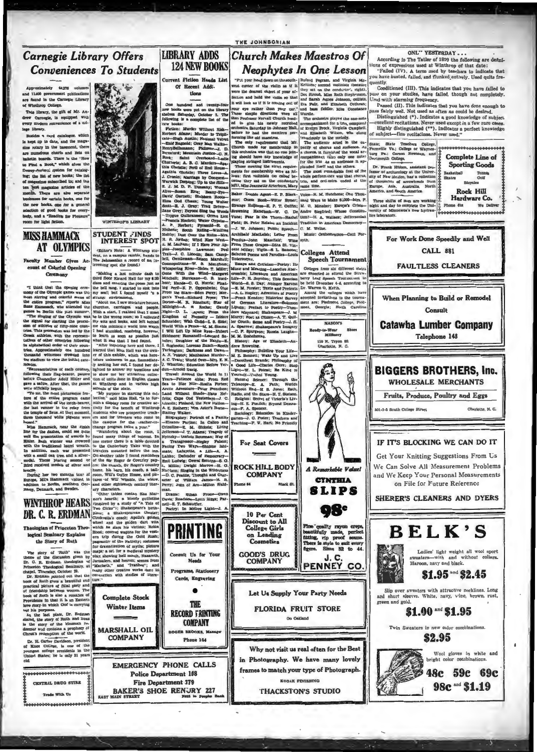# Carnegie Library Offers Conveniences To Students

Approximately 43,276 volumes and 11,600 government publications are found in the Carnegie Library of Winthrop College.

This library, the gift of Mr. Andrew Carnegie, is equipped with every modern convenience of a college library.

Besides a card catalogue, which is kept up to date, and the magazine rotary in the basement, there are numerous charts and lists on bulletin boards. There is the "How to Find a Book," which gives the Dewey-decimal system for cataloguing; the list of new books; the list of magazines subscribed to; and the ten best magazine articles of the month. There are also separate bookcases for certain books, one for the new books, one for a general selection of good books for everybody, and a "Reading for Pleasure" room for light fiction.

WINTHROP'S LIBRARY

# MISS HAMMACK AT OLYMPICS

### Faculty Member Gives Account of Colorful Opening Ceremony

"I think that the opening ceremony of the Olympic games was the most stirring and colorful scene of the entire program," reports Miss Susie Hammack, who attended the games in Berlin this past summer.

"The singing of the Olympic was the signal for starting the procession of athletes of fifty-nine countries. This procession was led by the Greek athletes, with the representatives of other countries following in alphabetical order of their countries. Approximately one hundred thousand witnesses crowded into the stadium to view the initial ceremonies.

"Representatives of each country, following their flag-bearer, paused before Chancellor Adolf Hitler and gave a salute. After that, the games were officially begun.

"To me, the most picturesque feature of the entire program came with the arrival of the torch-bearer, the last runner in the relay from the temple of Zeus. At that moment, three thousand white pigeons were loosed."

Miss Hammack, near the finish line for the dashes, could see quite well the presentation of awards by Hitler. Each winner was crowned with the traditional laurel wreath. In addition, each was presented with a small oak tree and a silver-medal. Those placing second or third received medals of silver and bronze.

During her two months tour of Europe, Miss Hammack visited, in addition to Berlin, southern Germany, Denmark, and Sweden.

# WINTHROP HEARS DR. C. R. ERDMAN

### Theologian of Princeton Theological Seminary Explains the Story of Ruth

The story of "Ruth" was the theme of the discussion given by Dr. C. R. Erdman, theologian of Princeton Theological Seminary, at chapel, Thursday, October 29.

Dr. Erdman pointed out that the book of Ruth gives a beautiful and practical picture of filial piety and of friendship between women. The book of Ruth is also a romance of Providence in that it is an Eastern love story in which God is carrying out his purposes.

In the last place, Dr. Erdman stated, the story of Ruth and Boaz is the story of the kinsman redeemer and contains a prophecy of Christ's redemption of the world.

Dr. H. Carter Davidson, president of Knox College, is one of the youngest college presidents in the United States; he is only 31 years old.

CENTRAL DRUG STORE

Trade With Us

# LIBRARY ADDS 124 NEW BOOKS

### Current Fiction Heads List Of Recent Additions

One hundred and twenty-four new books were put on the library shelves Saturday, October 3. The following is a complete list of the new books:

Fiction: Murder Without Risk—Herbert Adams; Murder to Tripli-cate—Hugh Austin; National Velvet—Enid Bagnold; Gray Man Walks—HenryBellamann; Pickover—J. D. Beresford; Mountain Justice—C. N. Buck; Saint Overboard—Leslie Charteris; A. B. C. Murders—Agatha Christie; Peril of End House—Agatha Christie; Three Loves—A. J. Cronin; Marriage by Conquest—Warwick Deeping; Up to the Hills—E. J. M. D. P. Dunsany; Woman Alive—Susan Ertz; Beany-Eye—David Garnett; Stubborn Roots—Elma God Chaum; Young Walter Scott—E. J. Gray; Trail Driver—Zane Grey; Beyond Sing the Woods—Trygve Gulbranssen; Green Lion—Francis Hackett; Water Gypsies—A. P. Herbert; Pyramid—R. C. Hichens; South Riding—Winifred Holtby; Dust Over the Ruins—Mrs. H. R. Jordan; Wind Blew West—E. M. Laufman; If I Have Four Apples—Josephine Lawrence; Post Trail—J. C. Lincoln; Sam Campbell, Gentleman—Edson Marshall; Cosmopolitans—W. S. Maugham; Whispering River—Helen T. Miller; Gone With the Wind—Margaret Mitchell; Hurricane—C. B. Nordhoff; Hands—C. G. Norris; Floating Peril—E. P. Oppenheim; Clue From the Stars—Ellery Queen; Morgan's Yard—Richard Pryce; The Doctor—M. R. Rinehart; Star of Midnight—A. Roche; Cloudy Night—D. L. Sayers; From the Kingdom of Necessity—Isidor Schneider; Wish Child—I. S. Sidel; World With a Fence—M. M. Simms; I Will Lift Up Mine Eyes—Hubert Skidmore; Romanoff—Leonard Sobolev; Daughter of the Nahuu—E. I. Sugimoto; Lorenzo Bunch—Booth Tarkington; Darkness and Dawn—A. N. Tolstoi; Manhattan Murder—A. C. Train; World Over—Mrs. E. N. Wharton; Education Before Verdun—Arnold Zweig.

Travel: Around the World in 11 Years—Patience Abbe; From Red Sea to Blue Nile—Rosita Forbes; Arctic Adventure—Peter Freuchen; Land Without Shade—Hans Helfritz; Cape Cod Yesterdays—J. C. Lincoln; Finland, the New Nation—A. E. Rothery; Mrs. Astor's Horse—Stanley Walker.

Biography: Portrait of a Family—Eleanor Farjeon; In Calico and Crinoline—E. M. Sickels; Living Jefferson—J. T. Adams; Tragedy of Nijinsky—Anatole Bourman; Way of a Transgressor—Negley Farson; Facing Two Ways—Shidzue Ishimoto; Lafayette, a Life—A. A. Lalisko; Defender of Democracy—Emil Ludwig; Oscar Wilde—G. M. L. Millin; Dwight Morrow—H. G. Nicholson; Singing in the Wilderness—D. C. Peattie; Thought and Character of William James—R. B. Perry; John of Arc—Milton Waldman.

Drama: Susan Frome—Owen Davis; Roadside—Lynn Riggs; Parnell—E. T. Schauffler.

Poetry: In Mellow Light—J. A.

# STUDENT FINDS INTEREST SPOT

(Editor's Note: A Winthrop student, on a campus ramble, hands to The Johnsonian a record of an interesting spot she found.)

"Making a last minute dash to third floor Kirard Hall for my 8:30 class and entering the room just as the bell rang, I started to sink into my seat; but I found myself 'in a strange environment.'

"About me, I saw miniature houses, churches, carriages, and people. With a start, I realized that I must be in the wrong room; so I collected my wits and books, and left behind me this miniature world into which I had stumbled, resolving, however, to learn as soon as possible just what it was that I had found.

"After inquiring here and there, I learned that Miss Hall was the owner of this exhibit, which was heretofore unknown to me. Immediately seeking her out, I found her delighted to answer my questions and to show me her attractive collection of units done in English classes at Winthrop and in various high schools of the state.

"My purpose in starting this collection," said Miss Hall, "is to furnish a display room for creative activity for the benefit of Winthrop students who are prospective teachers and for teachers who come to the campus for the teacher-exchange program twice a year."

"Wandering about the room, I found many things of interest. In one corner there is a table devoted to the Canterbury Tales with the travelers mounted before the inn. On another table I found reminders of the Sir Roger de Coverley papers: the church, Sir Roger's country home, his barn, his coach, a ballroom, Will's Coffee House, and pictures of Will Wimble, the widow, and other eighteenth century literary characters.

"Other tables contain Silas Marner's hearth; a bloody guillotine (inspired by a study of "A Tale of Two Cities"); Shakespeare's birthplace; a Shakespearean theater; Cinderella's coach; Apollo's golden wheel and the golden cart with which he slays his victims; Robin Hood; covered wagons for the western trip during the Gold Rush; pageantry of the Nativity; costumes for dramatization of myths; picture maps; a set for a medieval mystery play, showing hell mouth, Nazareth, Jerusalem, and heaven; scenes from "Macbeth," and "Ivanhoe"; and many other creative works done in connection with studies of literature."

Complete Stock
Winter Items

MARSHALL OIL COMPANY

PRINTING

Consult Us for Your Needs

Programs, Stationery
Cards, Engraving

THE
RECORD PRINTING COMPANY

ROGER BROOKS, Manager

Phone 164

# Church Makes Maestros Of Neophytes In One Lesson

"Put your head down on the south-west corner of the violin as if it were the dearest object of your affection and hold the violin so that it will look as if it is coming out of your eye rather than your ear." These simple directions were all that Professor Norvall Church needed to give his newly recruited orchestra Saturday in Johnson Hall, before he had the members performing like old maestros.

The only requirement that Mr. Church made for membership in this orchestra was that no one joining should have any knowledge of playing stringed instruments.

Those meeting the strict requirements for membership were as follows: first violinists (so called because they sat on the conductor's left), Miss Jeannette Arterburn, Mary Buford Pegram, and Virginia McKeithen; second violinists (because they sat on the conductor's right), Dot Stroud, Miss Ruth Stephenson, and Sarah Agnes Johnson, cellists, Eva Fair, and Elizabeth Cothran; and bass fiddler, Miss Constance Wardle.

The orchestra played the one-note accompaniment for a trio, composed of Evelyn Brock, Virginia Campbell, and Elizabeth Wilson, who clung tenaciously to the melody.

The audience acted in the capacity of chorus and audience. As a chorus it furnished the vocal accompaniment (only one note) for the trio. As an audience it applauded itself and the others.

The most remarkable feat of the whole performance was that chorus, trio, and orchestra ended at the same time.

Baker Double Agent—E. P. Blackmur; Cheez Book—Witter Bynner; Strange Holiness—R. P. T. Coffin; Browning Handbook—W. C. De Vane; Fear In the Thorn—Rachel Field; St. Peter Relates an Incident—J. W. Johnson; Public Speech—Archibald MacLeish; Letter From Pontius—John Masefield; Wine From These Grapes—Edna St. Vincent Millay; Vigils—S. L. Sassoon; Selected Poems and Parodies—Louis Untermeyer.

Essays and Criticism—Poetry: Its Music and Meaning—Lascelles Abercrombie; Literature and American Life—P. H. Boynton; This Sensible World—S. S. Day; Abinger Harvest—E. M. Forster; Texts and Pretexts—A. L. Huxley; Adventure of Poetry—Frank Kendon; Historical Survey of German Literature—Solomon Liptzin; Preface to Poetry—Theodore Maynard; Shakespeare—J. M. Murry; Poet as Citizen—A. T. Quiller Couch; Sense and Poetry—J. E. A. Sparrow; Shakespeare's Imagery—C. F. Spurgeon; Russia Laughs—M. M. Zoshchenko.

History: Age of Elizabeth—Andrew Browning.

Philosophy: Building Your Life—M. E. Bennett; Wake Up and Live—Dorothea Brande; Philosophy of a Good Life—Charles Gore; Stop Light—W. L. Poteat; Be King to Yourself—Vashni Young.

Natural Science: Through the Telescope—E. A. Fath; World Without End—H. S. Jones; Earth, Radio, and the Stars—H. T. Stetson.

Religion: Secret of Victorious Living—H. E. Fosdick; Beyond Democracy—A. Spencer.

Sociology: Education in Kindergarten—J. C. Foster; Teachers and Teaching—F. W. Hart; No Friendly Voice—R. M. Hutchens; One Thousand Ways to Make $1,000—Mrs. F. M. O. Minaker; Europe's Crisis—Andre Siegfried; Whose Constitution?—H. A. Wallace; Jeffersonian Tradition in American Democracy—C. M. Wiltse.

Music: Orchestration—Cecil Forsyth.

## Colleges Attend Speech Tournament

Colleges from six different states are expected to attend the Strawberry Leaf Speech Tournament to be held December 4-6, according to Dr. Warren G. Keith.

Among the colleges which have accepted invitations to the tournament are: Piedmont College, Piedmont, Georgia; North Carolina

For Seat Covers

ROCK HILL BODY COMPANY

Phone 64 — Black St.

MASON'S

Ready-to-Wear — Shoes — Millinery

110 N. Tryon St.
Charlotte, N. C.

A Remarkable Value!

CYNTHIA SLIPS

98c

Fine quality rayon crepe, beautifully made, perfect fitting, rip proof seams. There is style to suit every figure. Sizes 32 to 44.

J. C. PENNEY CO.

10 Per Cent Discount to All College Girls on Leading Cosmetics

GOOD'S DRUG COMPANY

Let Us Supply Your Party Needs

FLORIDA FRUIT STORE

On Oakland

Why not visit us real often for the Best in Photography. We have many lovely frames to match your type of Photograph.

KODAK FINISHING

THACKSTON'S STUDIO

EMERGENCY PHONE CALLS

Police Department 108
Fire Department 379

BAKER'S SHOE RENURY 227

EAST MAIN STREET — Next to Peoples Bank

## ONLY YESTERDAY . . .

According to The Tatler of 1899 the following are definitions of expressions used at Winthrop of that date:

"Failed (IV). A term used by teachers to indicate that you have busted, failed, and flunked entirely. Used quite frequently.

Conditioned (III). This indicates that you have failed to pass on your studies, have failed, though not completely. Used with alarming frequency.

Passed (II). This indicates that you have done enough to pass fairly well. Not used as often as could be desired.

Distinguished (*). Indicates a good knowledge of subject—excellent recitations. Never used except in a few rare cases.

Highly distinguished (**). Indicates a perfect knowledge of subject—fine recitations. Never used."

State: State Teachers College, Farmville Va.; College of Waynesburg Pa.; Carson Newman, and Dartmouth College.

Dr. Frank Hibben, assistant professor of archeology at the University of New Mexico, has a collection of thousands of arrowheads from Europe, Asia, Australia, North America, and South America.

Three shifts of men are working night and day to complete the University of Minnesota's new hydraulics laboratory.

Complete Line of Sporting Goods

Basketball — Tennis
Skates — Golf
Bicycles

Rock Hill Hardware Co.

Phone 612 — We Deliver

For Work Done Speedily and Well

CALL 881

FAULTLESS CLEANERS

When Planning to Build or Remodel

Consult

Catawba Lumber Company

Telephone 143

BIGGERS BROTHERS, Inc.

WHOLESALE MERCHANTS

Fruits, Produce, Poultry and Eggs

501-3-5 South College Street — Charlotte, N. C.

IF IT'S BLOCKING WE CAN DO IT

Get Your Knitting Suggestions From Us

We Can Solve All Measurement Problems and We Keep Your Personal Measurements on File for Future Reference

SHERER'S CLEANERS AND DYERS

BELK'S

Ladies' light weight all wool sport sweaters—with and without collars. Maroon, navy and black.

$1.95 and $2.45

Slip over sweaters with attractive necklines. Long and short sleeves. White, navy, wine, brown, rust, green and gold.

$1.00 and $1.95

Twin Sweaters in new color combinations.

$2.95

Wool gloves in white and bright color combinations.

48c 59c 69c
98c and $1.19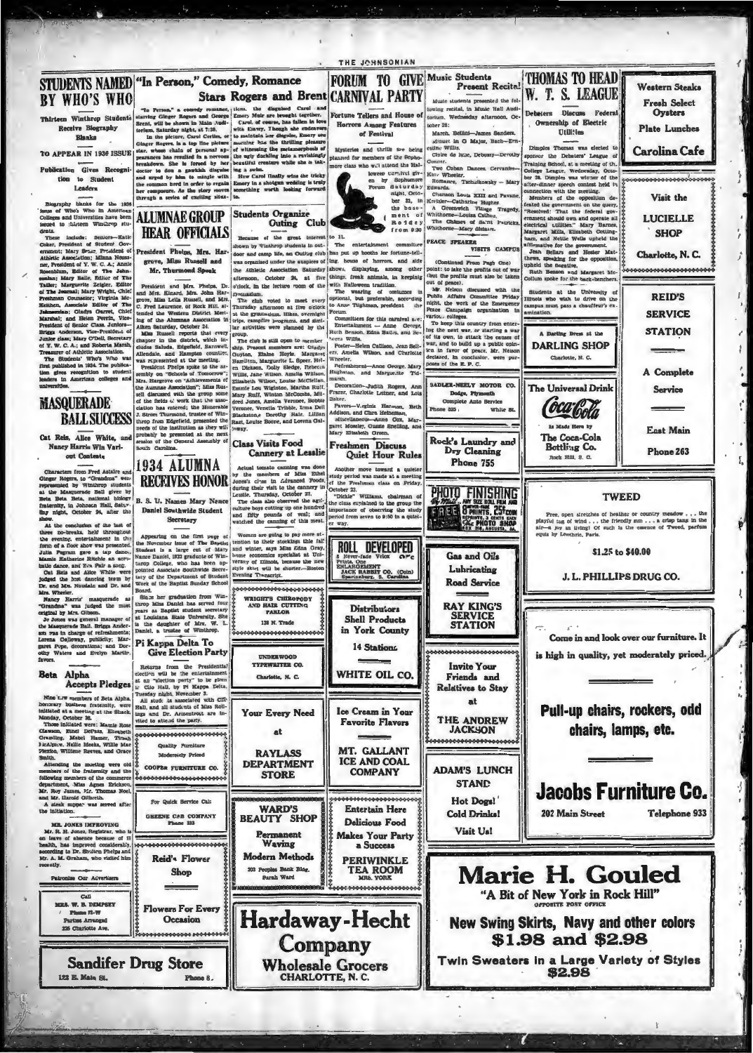# STUDENTS NAMED BY WHO'S WHO

### Thirteen Winthrop Students Receive Biography Blanks

### TO APPEAR IN 1936 ISSUE

### Publication Gives Recognition to Student Leaders

Biography blanks for the 1936 issue of Who's Who in American Colleges and Universities have been issued to thirteen Winthrop students.

These include: Seniors—Katie Coker, President of Student Government; Mary Bruce, President of Athletic Association; Minna Neuss-ner, President of Y. W. C. A.; Annie Rosenblum, Editor of The Johnsonian; Mary Rollie, Editor of The Tatler; Marguerite Zeigler, Editor of The Journal; Mary Wright, Chief Freshman Counselor; Virginia McKeithen, Associate Editor of The Johnsonian; Gladys Garrett, Chief Marshal; and Helen Perrin, Vice-President of Senior Class. Juniors—Briggs Anderson, Vice-President of Junior class; Mary O'Dell, Secretary of Y. W. C. A.; and Roberta Marsh, Treasurer of Athletic Association.

The Students' Who's Who was first published in 1934. The publication gives recognition to student leaders in American colleges and universities.

# MASQUERADE BALL SUCCESS

### Cat Reis, Alice White, and Nancy Harris Win Various Contests

Characters from Fred Astaire and Ginger Rogers, to "Grandma" were represented by Winthrop students at the Masquerade Ball given by Beta Beta Beta, national biology fraternity, in Johnson Hall, Saturday night, October 26, after the show.

At the conclusion of the last of three no-breaks, held throughout the evening, entertainment in the form of a floor show was presented. Julia Pegram gave a tap dance, Mamie Katherine Ritchie an acrobatic dance, and Eva Fair a song.

Cat Reis and Alice White were judged the best dancing team by Dr. and Mrs. Naudain and Dr. and Mrs. Wheeler.

Nancy Harris' masquerade as "Grandma" was judged the most original by Mrs. Gibson.

Jo Jones was general manager of the Masquerade Ball, Briggs Anderson was in charge of refreshments; Lorena Calloway, publicity; Margaret Pope, decorations; and Dorothy Waters and Evelyn Martin, favors.

## Beta Alpha Accepts Pledges

Nine new members of Beta Alpha, honorary business fraternity, were initiated at a meeting at the Shack, Monday, October 28.

Those initiated were: Mamie Rose Clawson, Ethel DePass, Elizabeth Grambling, Mabel Hamer, Thrash Blackmon, Nellie Meeks, Willie Mae Plexico, Williene Reeves, and Grace Smith.

Attending the meeting were old members of the fraternity and the following members of the commerce department, Miss Agnes Erickson, Mr. Roy James, Mr. Thomas Noel, and Mr. Harold Gilbreth.

A steak supper was served after the initiation.

### MR. JONES IMPROVING

Mr. R. H. Jones, Registrar, who is on leave of absence because of ill health, has improved considerably, according to Dr. Shelton Phelps and Mr. A. M. Graham, who visited him recently.

Patronize Our Advertisers

Call
MRS. W. B. DEMPSEY
Phone 72-W
Parties Arranged
225 Charlotte Ave.

**Sandifer Drug Store**
122 E. Main St. Phone 8.

# "In Person," Comedy, Romance Stars Rogers and Brent

"In Person," a comedy romance, starring Ginger Rogers and George Brent, will be shown in Main Auditorium, Saturday night, at 7:30.

In the picture, Carol Corliss, or Ginger Rogers, is a top line picture star, whose chain of personal appearances has resulted in a nervous breakdown. She is forced by her doctor to don a gawkish disguise and urged by him to mingle with the common herd in order to regain her composure. As the story moves through a series of exciting situations, the disguised Carol and Emory Muir are brought together. Carol, of course, has fallen in love with Emory. Though she endeavors to maintain her disguise, Emory one morning has the thrilling pleasure of witnessing the metamorphosis of the early duckling into a ravishingly beautiful creature while she is taking a swim.

How Carol finally wins the tricky Emory in a shotgun wedding is truly something worth looking forward to.

# ALUMNAE GROUP HEAR OFFICIALS

### President Phelps, Mrs. Hargrove, Miss Russell and Mr. Thurmond Speak

President and Mrs. Phelps, Dr. and Mrs. Kinard, Mrs. John Hargrove, Miss Leila Russell, and Mrs. C. Fred Laurence, of Rock Hill, attended the Western District Meeting of the Alumnae Association in Aiken Saturday, October 26.

Miss Russell reports that every chapter in the district, which includes Saluda, Edgefield, Barnwell, Allendale, and Hampton counties, was represented at the meeting.

President Phelps spoke to the assembly on "Schools of Tomorrow"; Mrs. Hargrove on "Achievements of the Alumnae Association"; Miss Russell discussed with the group some of the fields of work that the association has entered; the Honorable J. Strom Thurmond, trustee of Winthrop from Edgefield, presented the needs of the institution as they will probably be presented at the next session of the General Assembly of South Carolina.

# 1934 ALUMNA RECEIVES HONOR

### B. S. U. Names Mary Nance Daniel Southwide Student Secretary

Appearing on the first page of the November issue of The Baptist Student is a large cut of Mary Nance Daniel, 1932 graduate of Winthrop College, who has been appointed Associate Southwide Secretary of the Department of Student Work of the Baptist Sunday School Board.

Since her graduation from Winthrop Miss Daniel has served four years as Baptist student secretary at Louisiana State University. She is the daughter of Mrs. W. L. Daniel, a trustee of Winthrop.

## Pi Kappa Delta To Give Election Party

Returns from the Presidential election will be the entertainment at an "election party" to be given in Clio Hall, by Pi Kappa Delta, Tuesday night, November 5.

All students associated with Clio Hall, and all students of Miss Rollings and Dr. Armentrout are invited to attend the party.

Quality Furniture
Moderately Priced
COOPER FURNITURE CO.

For Quick Service Call
GREENE CAB COMPANY
Phone 323

**Reid's Flower Shop**

Flowers For Every Occasion

# Students Organize Outing Club

Because of the great interest shown by Winthrop students in outdoor and camp life, an Outing club was organized under the auspices of the Athletic Association Saturday afternoon, October 26, at five o'clock, in the lecture room of the gymnasium.

The club voted to meet every Thursday afternoon at five o'clock at the gymnasium. Hikes, overnight trips, campfire programs, and similar activities were planned by the group.

The club is still open to membership. Present members are: Gladys Guyton, Elaine Boyle, Margaret Hamilton, Marguerite L. Speer, Helen Dickson, Dolly Sledge, Rebecca Willis, Jane Wilson, Amelia Wilson, Elizabeth Wilson, Louise McClellan, Emmie Lou Wigington, Martha Ruff, Mary Ruff, Winton McCombs, Mildred Jones, Amelia Veronee, Bobbie Veronee, Venetia Tribble, Irma Dell Blackstone, Dorothy Hair, Lillian East, Louise Boone, and Lorena Calloway.

## Class Visits Food Cannery at Lesslie

Actual tomato canning was done by the members of Miss Ethel Jones' class in Advanced Foods during their visit to the cannery in Lesslie, Thursday, October 17.

The class also observed the agriculture boys cutting up one hundred and fifty pounds of veal; and watched the canning of this meat.

Women are going to pay more attention to their stockings this fall and winter, says Miss Edna Gray, home economics specialist at University of Illinois, because the new style skirts will be shorter.—Boston Evening Transcript.

WRIGHT'S CHIROPODY AND HAIR CUTTING PARLOR
138 N. Trade

UNDERWOOD TYPEWRITER CO.
Charlotte, N. C.

Your Every Need
at
**RAYLASS DEPARTMENT STORE**

**WARD'S BEAUTY SHOP**
Permanent Waving
Modern Methods
203 Peoples Bank Bldg.
Sarah Ward

# Hardaway-Hecht Company
Wholesale Grocers
CHARLOTTE, N. C.

# FORUM TO GIVE CARNIVAL PARTY

### Fortune Tellers and House of Horrors Among Features of Festival

Mysteries and thrills are being planned for members of the Sophomore class who will attend the Halloween carnival given by Sophomore Forum Saturday night, October 31, in the basement of Roddey from 8:30 to 11.

The entertainment committee has put up booths for fortune-telling, house of horrors, and side shows, displaying, among other things, freak animals, in keeping with Halloween tradition.

The wearing of costumes is optional, but preferable, according to Anne Tilghman, president of the Forum.

Committees for this carnival are: Entertainment — Anne George, Ruth Benson, Edna Bates, and Rebecca Willis.

Poster—Helen Callison, Jean Sellers, Amelia Wilson, and Charlotte Wheeler.

Refreshments—Anne George, Mary Hughston, and Marguerite Tidmarsh.

Decoration—Judith Rogers, Ann Frazer, Charlotte Leitner, and Lois Baker.

Favors—Virginia Harmon, Beth Addison, and Clara Heinsman, Miscellaneous—Anne Cox, Margaret Moseley, Gussie Snelling, and Mary Elizabeth Green.

## Freshmen Discuss Quiet Hour Rules

Another move toward a quieter study period was made at a meeting of the Freshman class on Friday, October 25.

"Dickie" Williams, chairman of the class explained to the group the importance of observing the study period from seven to 9:30 in a quieter way.

ROLL DEVELOPED
8 Never-fade Velox Prints. One ENLARGEMENT 25c
JACK RABBIT CO. (Coin)
Spartanburg, S. Carolina

**Distributors Shell Products in York County**
14 Stations
**WHITE OIL CO.**

Ice Cream in Your Favorite Flavors
**MT. GALLANT ICE AND COAL COMPANY**

Entertain Here
Delicious Food
Makes Your Party a Success
**PERIWINKLE TEA ROOM**
MRS. YORK

# Music Students Present Recital

Music students presented the following recital, in Music Hall Auditorium, Wednesday afternoon, October 28:

March, Bellini—James Sanders.

Allemande in G Major, Bach—Emmaline Willis.

Claire de lune, Debussy—Dorothy Conner.

Two Cuban Dances, Cervantes—Kate Wheeler.

Romance, Tschaikowsky — Mary Edwards.

Chanson Louis XIII and Pavane, Kreisler—Catherine Hughes.

A Greenwich Village Tragedy, Whithorne—Louisa Calhoun.

The Chimes of Saint Patrick's, Whithorne—Macy Gleisner.

## PEACE SPEAKER VISITS CAMPUS

(Continued From Page One)

point: to take the profits out of war (but the profits must also be taken out of peace).

Mr. Nelson discussed with the Public Affairs Committee Friday night, the work of the Emergency Peace Campaign organization in various colleges.

To keep this country from entering the next war, or starting a war of its own, to attack the causes of war, and to build up a public opinion in favor of peace, Mr. Nelson declared, in conclusion, were purposes of the E. P. C.

SADLER-NEELY MOTOR CO.
Dodge, Plymouth
Complete Auto Service
Phone 225 White St.

**Rock's Laundry and Dry Cleaning**
Phone 755

PHOTO FINISHING
FREE 8 PRINTS 25c
REPRINTS, 3 CENTS EACH
PHOTO SHOP
BOX 302, AUGUSTA, GA.

**Gas and Oils**
**Lubricating**
**Road Service**
**RAY KING'S SERVICE STATION**

Invite Your Friends and Relatives to Stay at
**THE ANDREW JACKSON**

**ADAM'S LUNCH STAND**
Hot Dogs!
Cold Drinks!
Visit Us!

# THOMAS TO HEAD W. T. S. LEAGUE

### Debaters Discuss Federal Ownership of Electric Utilities

Dimples Thomas was elected to sponsor the Debaters' League of Training School, at a meeting of th. College League, Wednesday, October 23. Dimples was winner of the after-dinner speech contest held in connection with the meeting.

Members of the opposition defeated the government on the query, "Resolved: That the federal government should own and operate all electrical utilities." Mary Barnes, Margaret Mills, Elizabeth Cottingham, and Nettie Wells upheld the affirmative for the government.

Jean Sellars and Hester Matthews, speaking for the opposition, upheld the negative.

Ruth Benson and Margaret McCollum spoke for the back-benchers.

Students at the University of Illinois who wish to drive on the campus must pass a chauffeur's examination.

A Darling Dress at the
**DARLING SHOP**
Charlotte, N. C.

The Universal Drink
Coca-Cola
Is Made Here by
The Coca-Cola Bottling Co.
Rock Hill, S. C.

**Western Steaks**
**Fresh Select Oysters**
**Plate Lunches**
**Carolina Cafe**

Visit the
**LUCIELLE SHOP**
Charlotte, N. C.

**REID'S SERVICE STATION**

A Complete Service

East Main
Phone 263

**TWEED**

Free, open stretches of heather or country meadow . . . the playful tug of wind . . . the friendly sun . . . a crisp tang in the air—a joy in living! Of such is the essence of Tweed, perfume equis by Lenthéric, Paris.

$1.25 to $40.00

J. L. PHILLIPS DRUG CO.

Come in and look over our furniture. It is high in quality, yet moderately priced.

**Pull-up chairs, rockers, odd chairs, lamps, etc.**

# Jacobs Furniture Co.
202 Main Street Telephone 933

# Marie H. Gouled
"A Bit of New York in Rock Hill"
OPPOSITE POST OFFICE

**New Swing Skirts, Navy and other colors $1.98 and $2.98**

**Twin Sweaters in a Large Variety of Styles $2.98**